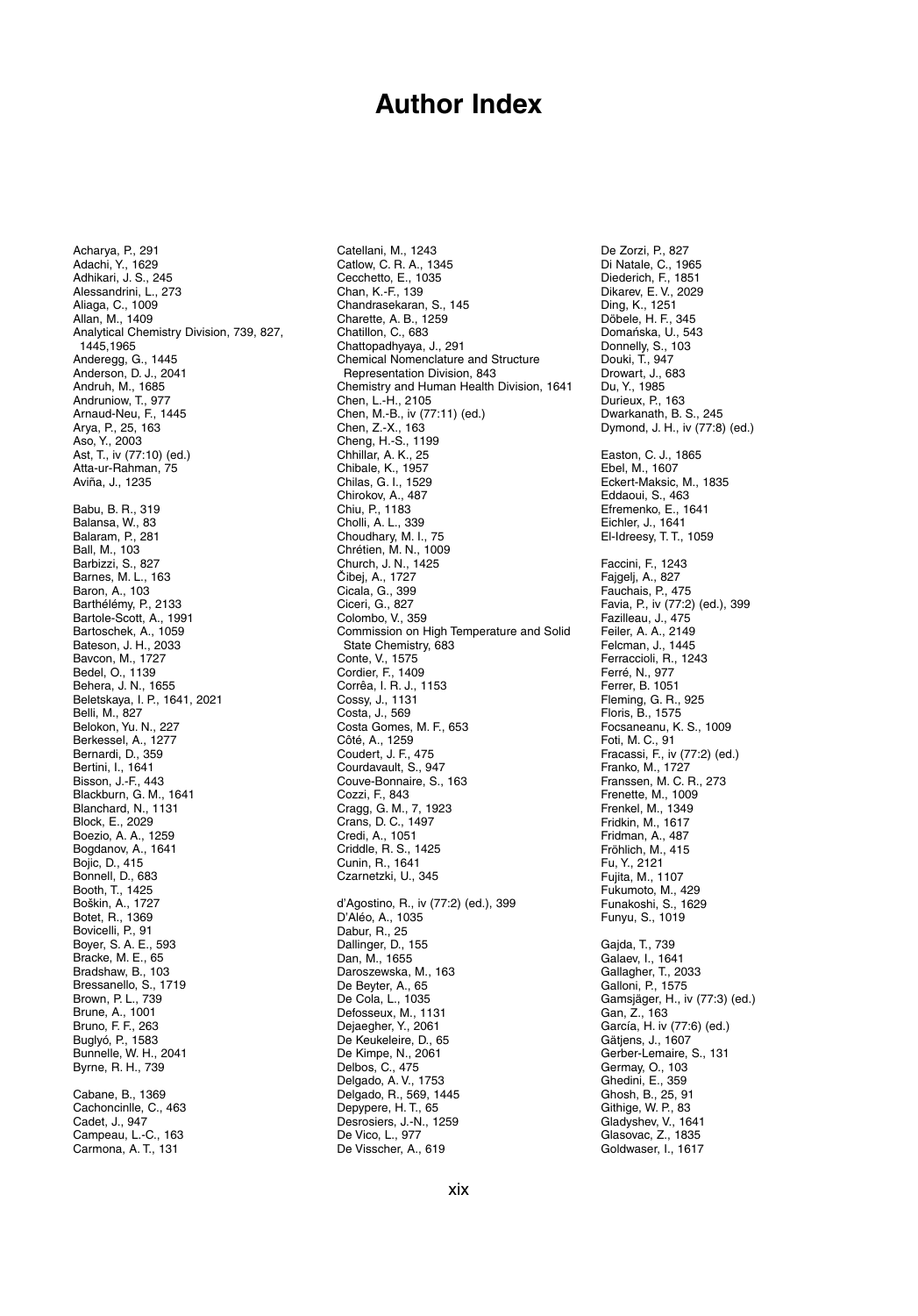# Author Index

Acharya, P., 291
Adachi, Y., 1629
Adhikari, J. S., 245
Alessandrini, L., 273
Aliaga, C., 1009
Allan, M., 1409
Analytical Chemistry Division, 739, 827, 1445,1965
Anderegg, G., 1445
Anderson, D. J., 2041
Andruh, M., 1685
Andruniow, T., 977
Arnaud-Neu, F., 1445
Arya, P., 25, 163
Aso, Y., 2003
Ast, T., iv (77:10) (ed.)
Atta-ur-Rahman, 75
Aviña, J., 1235

Babu, B. R., 319
Balansa, W., 83
Balaram, P., 281
Ball, M., 103
Barbizzi, S., 827
Barnes, M. L., 163
Baron, A., 103
Barthélémy, P., 2133
Bartole-Scott, A., 1991
Bartoschek, A., 1059
Bateson, J. H., 2033
Bavcon, M., 1727
Bedel, O., 1139
Behera, J. N., 1655
Beletskaya, I. P., 1641, 2021
Belli, M., 827
Belokon, Yu. N., 227
Berkessel, A., 1277
Bernardi, D., 359
Bertini, I., 1641
Bisson, J.-F., 443
Blackburn, G. M., 1641
Blanchard, N., 1131
Block, E., 2029
Boezio, A. A., 1259
Bogdanov, A., 1641
Bojic, D., 415
Bonnell, D., 683
Booth, T., 1425
Boškin, A., 1727
Botet, R., 1369
Bovicelli, P., 91
Boyer, S. A. E., 593
Bracke, M. E., 65
Bradshaw, B., 103
Bressanello, S., 1719
Brown, P. L., 739
Brune, A., 1001
Bruno, F. F., 263
Buglyó, P., 1583
Bunnelle, W. H., 2041
Byrne, R. H., 739

Cabane, B., 1369
Cachoncinlle, C., 463
Cadet, J., 947
Campeau, L.-C., 163
Carmona, A. T., 131
Catellani, M., 1243
Catlow, C. R. A., 1345
Cecchetto, E., 1035
Chan, K.-F., 139
Chandrasekaran, S., 145
Charette, A. B., 1259
Chatillon, C., 683
Chattopadhyaya, J., 291
Chemical Nomenclature and Structure Representation Division, 843
Chemistry and Human Health Division, 1641
Chen, L.-H., 2105
Chen, M.-B., iv (77:11) (ed.)
Chen, Z.-X., 163
Cheng, H.-S., 1199
Chhillar, A. K., 25
Chibale, K., 1957
Chilas, G. I., 1529
Chirokov, A., 487
Chiu, P., 1183
Cholli, A. L., 339
Choudhary, M. I., 75
Chrétien, M. N., 1009
Church, J. N., 1425
Čibej, A., 1727
Cicala, G., 399
Ciceri, G., 827
Colombo, V., 359
Commission on High Temperature and Solid State Chemistry, 683
Conte, V., 1575
Cordier, F., 1409
Corrêa, I. R. J., 1153
Cossy, J., 1131
Costa, J., 569
Costa Gomes, M. F., 653
Côté, A., 1259
Coudert, J. F., 475
Courdavault, S., 947
Couve-Bonnaire, S., 163
Cozzi, F., 843
Cragg, G. M., 7, 1923
Crans, D. C., 1497
Credi, A., 1051
Criddle, R. S., 1425
Cunin, R., 1641
Czarnetzki, U., 345

d'Agostino, R., iv (77:2) (ed.), 399
D'Aléo, A., 1035
Dabur, R., 25
Dallinger, D., 155
Dan, M., 1655
Daroszewska, M., 163
De Beyter, A., 65
De Cola, L., 1035
Defosseux, M., 1131
Dejaegher, Y., 2061
De Keukeleire, D., 65
De Kimpe, N., 2061
Delbos, C., 475
Delgado, A. V., 1753
Delgado, R., 569, 1445
Depypere, H. T., 65
Desrosiers, J.-N., 1259
De Vico, L., 977
De Visscher, A., 619
De Zorzi, P., 827
Di Natale, C., 1965
Diederich, F., 1851
Dikarev, E. V., 2029
Ding, K., 1251
Döbele, H. F., 345
Domańska, U., 543
Donnelly, S., 103
Douki, T., 947
Drowart, J., 683
Du, Y., 1985
Durieux, P., 163
Dwarkanath, B. S., 245
Dymond, J. H., iv (77:8) (ed.)

Easton, C. J., 1865
Ebel, M., 1607
Eckert-Maksic, M., 1835
Eddaoui, S., 463
Efremenko, E., 1641
Eichler, J., 1641
El-Idreesy, T. T., 1059

Faccini, F., 1243
Fajgelj, A., 827
Fauchais, P., 475
Favia, P., iv (77:2) (ed.), 399
Fazilleau, J., 475
Feiler, A. A., 2149
Felcman, J., 1445
Ferraccioli, R., 1243
Ferré, N., 977
Ferrer, B. 1051
Fleming, G. R., 925
Floris, B., 1575
Focsaneanu, K. S., 1009
Foti, M. C., 91
Fracassi, F., iv (77:2) (ed.)
Franko, M., 1727
Franssen, M. C. R., 273
Frenette, M., 1009
Frenkel, M., 1349
Fridkin, M., 1617
Fridman, A., 487
Fröhlich, M., 415
Fu, Y., 2121
Fujita, M., 1107
Fukumoto, M., 429
Funakoshi, S., 1629
Funyu, S., 1019

Gajda, T., 739
Galaev, I., 1641
Gallagher, T., 2033
Galloni, P., 1575
Gamsjäger, H., iv (77:3) (ed.)
Gan, Z., 163
García, H. iv (77:6) (ed.)
Gätjens, J., 1607
Gerber-Lemaire, S., 131
Germay, O., 103
Ghedini, E., 359
Ghosh, B., 25, 91
Githige, W. P., 83
Gladyshev, V., 1641
Glasovac, Z., 1835
Goldwaser, I., 1617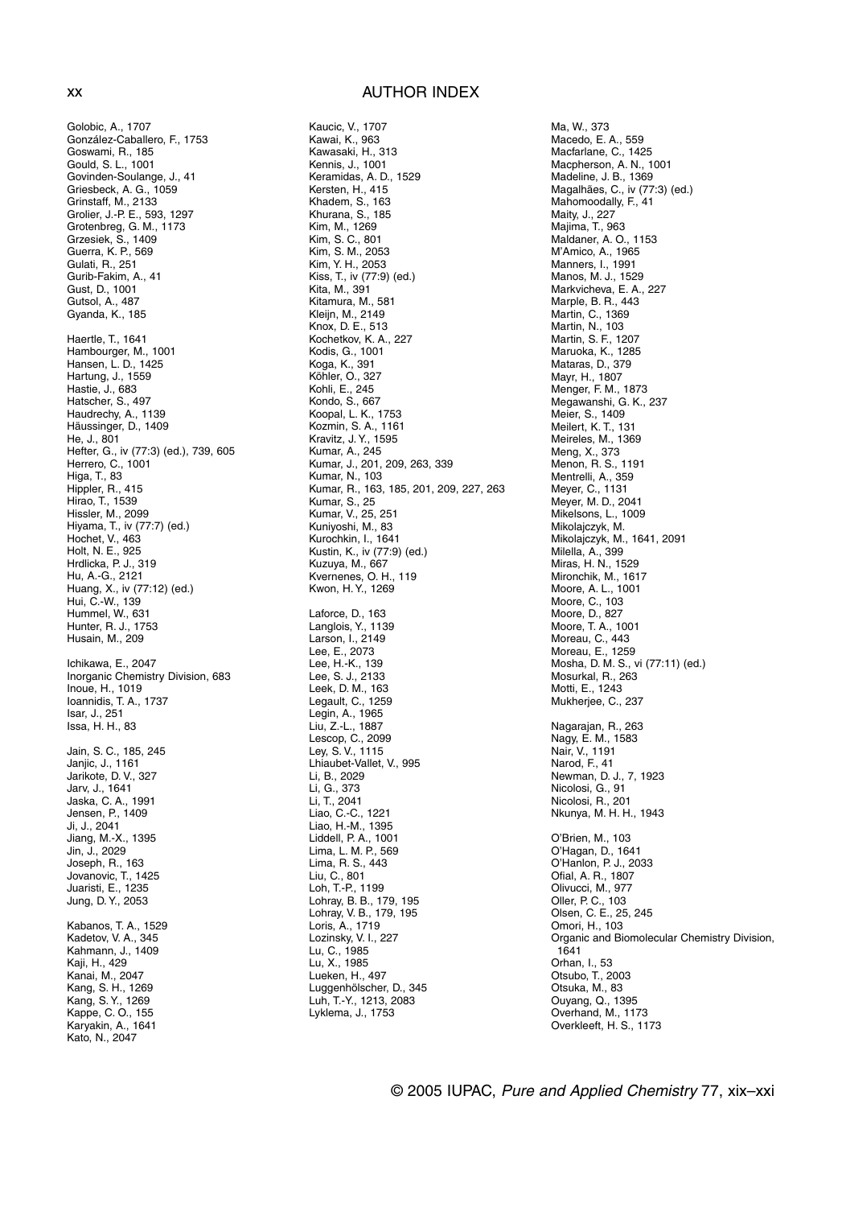# AUTHOR INDEX

Golobic, A., 1707
González-Caballero, F., 1753
Goswami, R., 185
Gould, S. L., 1001
Govinden-Soulange, J., 41
Griesbeck, A. G., 1059
Grinstaff, M., 2133
Grolier, J.-P. E., 593, 1297
Grotenbreg, G. M., 1173
Grzesiek, S., 1409
Guerra, K. P., 569
Gulati, R., 251
Gurib-Fakim, A., 41
Gust, D., 1001
Gutsol, A., 487
Gyanda, K., 185

Haertle, T., 1641
Hambourger, M., 1001
Hansen, L. D., 1425
Hartung, J., 1559
Hastie, J., 683
Hatscher, S., 497
Haudrechy, A., 1139
Häussinger, D., 1409
He, J., 801
Hefter, G., iv (77:3) (ed.), 739, 605
Herrero, C., 1001
Higa, T., 83
Hippler, R., 415
Hirao, T., 1539
Hissler, M., 2099
Hiyama, T., iv (77:7) (ed.)
Hochet, V., 463
Holt, N. E., 925
Hrdlicka, P. J., 319
Hu, A.-G., 2121
Huang, X., iv (77:12) (ed.)
Hui, C.-W., 139
Hummel, W., 631
Hunter, R. J., 1753
Husain, M., 209

Ichikawa, E., 2047
Inorganic Chemistry Division, 683
Inoue, H., 1019
Ioannidis, T. A., 1737
Isar, J., 251
Issa, H. H., 83

Jain, S. C., 185, 245
Janjic, J., 1161
Jarikote, D. V., 327
Jarv, J., 1641
Jaska, C. A., 1991
Jensen, P., 1409
Ji, J., 2041
Jiang, M.-X., 1395
Jin, J., 2029
Joseph, R., 163
Jovanovic, T., 1425
Juaristi, E., 1235
Jung, D. Y., 2053

Kabanos, T. A., 1529
Kadetov, V. A., 345
Kahmann, J., 1409
Kaji, H., 429
Kanai, M., 2047
Kang, S. H., 1269
Kang, S. Y., 1269
Kappe, C. O., 155
Karyakin, A., 1641
Kato, N., 2047

Kaucic, V., 1707
Kawai, K., 963
Kawasaki, H., 313
Kennis, J., 1001
Keramidas, A. D., 1529
Kersten, H., 415
Khadem, S., 163
Khurana, S., 185
Kim, M., 1269
Kim, S. C., 801
Kim, S. M., 2053
Kim, Y. H., 2053
Kiss, T., iv (77:9) (ed.)
Kita, M., 391
Kitamura, M., 581
Kleijn, M., 2149
Knox, D. E., 513
Kochetkov, K. A., 227
Kodis, G., 1001
Koga, K., 391
Köhler, O., 327
Kohli, E., 245
Kondo, S., 667
Koopal, L. K., 1753
Kozmin, S. A., 1161
Kravitz, J. Y., 1595
Kumar, A., 245
Kumar, J., 201, 209, 263, 339
Kumar, N., 103
Kumar, R., 163, 185, 201, 209, 227, 263
Kumar, S., 25
Kumar, V., 25, 251
Kuniyoshi, M., 83
Kurochkin, I., 1641
Kustin, K., iv (77:9) (ed.)
Kuzuya, M., 667
Kvernenes, O. H., 119
Kwon, H. Y., 1269

Laforce, D., 163
Langlois, Y., 1139
Larson, I., 2149
Lee, E., 2073
Lee, H.-K., 139
Lee, S. J., 2133
Leek, D. M., 163
Legault, C., 1259
Legin, A., 1965
Liu, Z.-L., 1887
Lescop, C., 2099
Ley, S. V., 1115
Lhiaubet-Vallet, V., 995
Li, B., 2029
Li, G., 373
Li, T., 2041
Liao, C.-C., 1221
Liao, H.-M., 1395
Liddell, P. A., 1001
Lima, L. M. P., 569
Lima, R. S., 443
Liu, C., 801
Loh, T.-P., 1199
Lohray, B. B., 179, 195
Lohray, V. B., 179, 195
Loris, A., 1719
Lozinsky, V. I., 227
Lu, C., 1985
Lu, X., 1985
Lueken, H., 497
Luggenhölscher, D., 345
Luh, T.-Y., 1213, 2083
Lyklema, J., 1753

Ma, W., 373
Macedo, E. A., 559
Macfarlane, C., 1425
Macpherson, A. N., 1001
Madeline, J. B., 1369
Magalhães, C., iv (77:3) (ed.)
Mahomoodally, F., 41
Maity, J., 227
Majima, T., 963
Maldaner, A. O., 1153
M'Amico, A., 1965
Manners, I., 1991
Manos, M. J., 1529
Markvicheva, E. A., 227
Marple, B. R., 443
Martin, C., 1369
Martin, N., 103
Martin, S. F., 1207
Maruoka, K., 1285
Mataras, D., 379
Mayr, H., 1807
Megawanshi, G. K., 237
Meier, S., 1409
Meilert, K. T., 131
Meireles, M., 1369
Meng, X., 373
Menon, R. S., 1191
Mentrelli, A., 359
Meyer, C., 1131
Meyer, M. D., 2041
Mikelsons, L., 1009
Mikolajczyk, M.
Mikolajczyk, M., 1641, 2091
Milella, A., 399
Miras, H. N., 1529
Mironchik, M., 1617
Moore, A. L., 1001
Moore, C., 103
Moore, D., 827
Moore, T. A., 1001
Moreau, C., 443
Moreau, E., 1259
Mosha, D. M. S., vi (77:11) (ed.)
Mosurkal, R., 263
Motti, E., 1243
Mukherjee, C., 237

Nagarajan, R., 263
Nagy, E. M., 1583
Nair, V., 1191
Narod, F., 41
Newman, D. J., 7, 1923
Nicolosi, G., 91
Nicolosi, R., 201
Nkunya, M. H. H., 1943

O'Brien, M., 103
O'Hagan, D., 1641
O'Hanlon, P. J., 2033
Ofial, A. R., 1807
Olivucci, M., 977
Oller, P. C., 103
Olsen, C. E., 25, 245
Omori, H., 103
Organic and Biomolecular Chemistry Division, 1641
Orhan, I., 53
Otsubo, T., 2003
Otsuka, M., 83
Ouyang, Q., 1395
Overhand, M., 1173
Overkleeft, H. S., 1173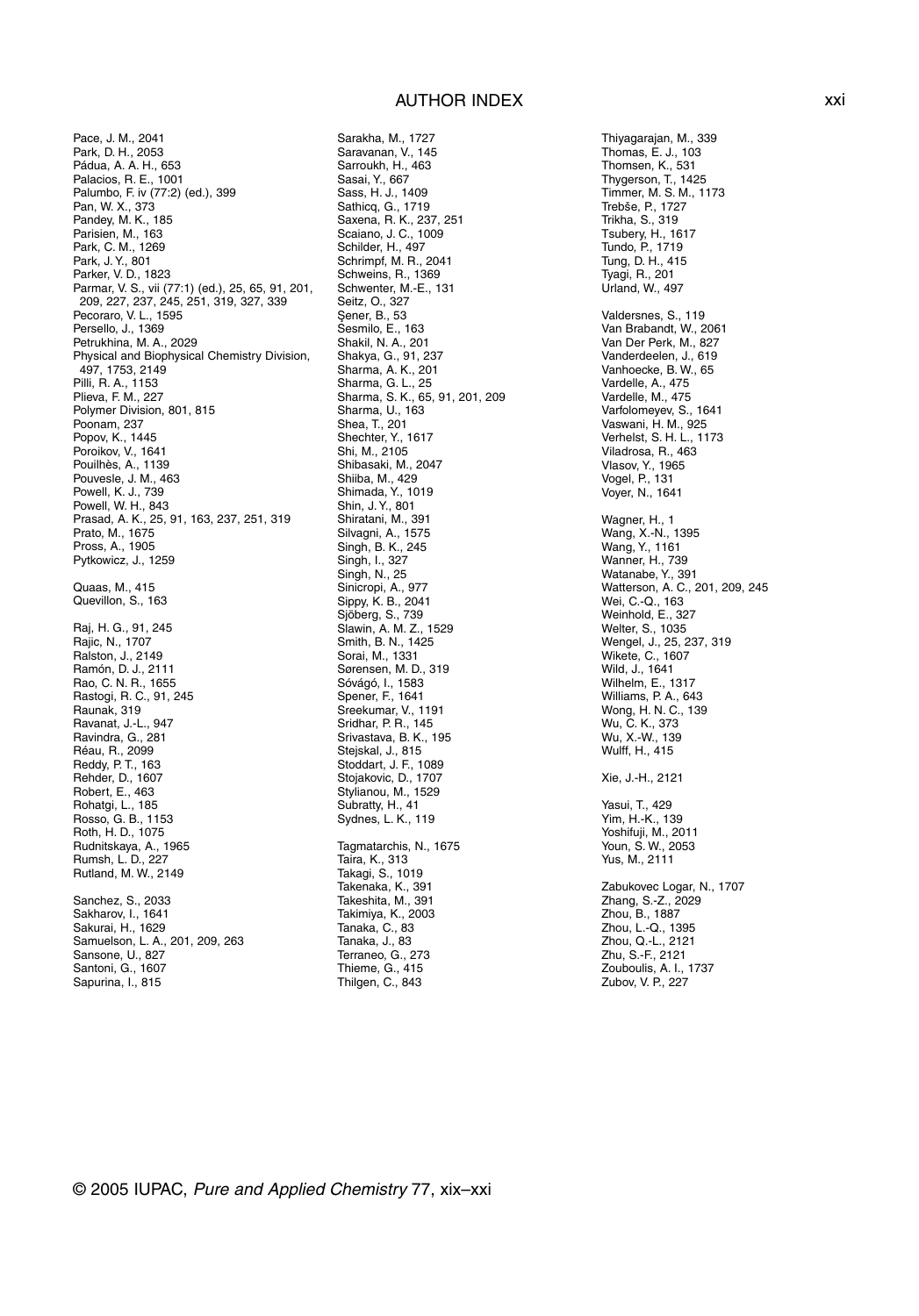Pace, J. M., 2041
Park, D. H., 2053
Pádua, A. A. H., 653
Palacios, R. E., 1001
Palumbo, F. iv (77:2) (ed.), 399
Pan, W. X., 373
Pandey, M. K., 185
Parisien, M., 163
Park, C. M., 1269
Park, J. Y., 801
Parker, V. D., 1823
Parmar, V. S., vii (77:1) (ed.), 25, 65, 91, 201, 209, 227, 237, 245, 251, 319, 327, 339
Pecoraro, V. L., 1595
Persello, J., 1369
Petrukhina, M. A., 2029
Physical and Biophysical Chemistry Division, 497, 1753, 2149
Pilli, R. A., 1153
Plieva, F. M., 227
Polymer Division, 801, 815
Poonam, 237
Popov, K., 1445
Poroikov, V., 1641
Pouilhès, A., 1139
Pouvesle, J. M., 463
Powell, K. J., 739
Powell, W. H., 843
Prasad, A. K., 25, 91, 163, 237, 251, 319
Prato, M., 1675
Pross, A., 1905
Pytkowicz, J., 1259

Quaas, M., 415
Quevillon, S., 163

Raj, H. G., 91, 245
Rajic, N., 1707
Ralston, J., 2149
Ramón, D. J., 2111
Rao, C. N. R., 1655
Rastogi, R. C., 91, 245
Raunak, 319
Ravanat, J.-L., 947
Ravindra, G., 281
Réau, R., 2099
Reddy, P. T., 163
Rehder, D., 1607
Robert, E., 463
Rohatgi, L., 185
Rosso, G. B., 1153
Roth, H. D., 1075
Rudnitskaya, A., 1965
Rumsh, L. D., 227
Rutland, M. W., 2149

Sanchez, S., 2033
Sakharov, I., 1641
Sakurai, H., 1629
Samuelson, L. A., 201, 209, 263
Sansone, U., 827
Santoni, G., 1607
Sapurina, I., 815
Sarakha, M., 1727
Saravanan, V., 145
Sarroukh, H., 463
Sasai, Y., 667
Sass, H. J., 1409
Sathicq, G., 1719
Saxena, R. K., 237, 251
Scaiano, J. C., 1009
Schilder, H., 497
Schrimpf, M. R., 2041
Schweins, R., 1369
Schwenter, M.-E., 131
Seitz, O., 327
Şener, B., 53
Šesmilo, E., 163
Shakil, N. A., 201
Shakya, G., 91, 237
Sharma, A. K., 201
Sharma, G. L., 25
Sharma, S. K., 65, 91, 201, 209
Sharma, U., 163
Shea, T., 201
Shechter, Y., 1617
Shi, M., 2105
Shibasaki, M., 2047
Shiiba, M., 429
Shimada, Y., 1019
Shin, J. Y., 801
Shiratani, M., 391
Silvagni, A., 1575
Singh, B. K., 245
Singh, I., 327
Singh, N., 25
Sinicropi, A., 977
Sippy, K. B., 2041
Sjöberg, S., 739
Slawin, A. M. Z., 1529
Smith, B. N., 1425
Sorai, M., 1331
Sørensen, M. D., 319
Sóvágó, I., 1583
Spener, F., 1641
Sreekumar, V., 1191
Sridhar, P. R., 145
Srivastava, B. K., 195
Stejskal, J., 815
Stoddart, J. F., 1089
Stojakovic, D., 1707
Stylianou, M., 1529
Subratty, H., 41
Sydnes, L. K., 119

Tagmatarchis, N., 1675
Taira, K., 313
Takagi, S., 1019
Takenaka, K., 391
Takeshita, M., 391
Takimiya, K., 2003
Tanaka, C., 83
Tanaka, J., 83
Terraneo, G., 273
Thieme, G., 415
Thilgen, C., 843
Thiyagarajan, M., 339
Thomas, E. J., 103
Thomsen, K., 531
Thygerson, T., 1425
Timmer, M. S. M., 1173
Trebše, P., 1727
Trikha, S., 319
Tsubery, H., 1617
Tundo, P., 1719
Tung, D. H., 415
Tyagi, R., 201
Urland, W., 497

Valdersnes, S., 119
Van Brabandt, W., 2061
Van Der Perk, M., 827
Vanderdeelen, J., 619
Vanhoecke, B. W., 65
Vardelle, A., 475
Vardelle, M., 475
Varfolomeyev, S., 1641
Vaswani, H. M., 925
Verhelst, S. H. L., 1173
Viladrosa, R., 463
Vlasov, Y., 1965
Vogel, P., 131
Voyer, N., 1641

Wagner, H., 1
Wang, X.-N., 1395
Wang, Y., 1161
Wanner, H., 739
Watanabe, Y., 391
Watterson, A. C., 201, 209, 245
Wei, C.-Q., 163
Weinhold, E., 327
Welter, S., 1035
Wengel, J., 25, 237, 319
Wikete, C., 1607
Wild, J., 1641
Wilhelm, E., 1317
Williams, P. A., 643
Wong, H. N. C., 139
Wu, C. K., 373
Wu, X.-W., 139
Wulff, H., 415

Xie, J.-H., 2121

Yasui, T., 429
Yim, H.-K., 139
Yoshifuji, M., 2011
Youn, S. W., 2053
Yus, M., 2111

Zabukovec Logar, N., 1707
Zhang, S.-Z., 2029
Zhou, B., 1887
Zhou, L.-Q., 1395
Zhou, Q.-L., 2121
Zhu, S.-F., 2121
Zouboulis, A. I., 1737
Zubov, V. P., 227